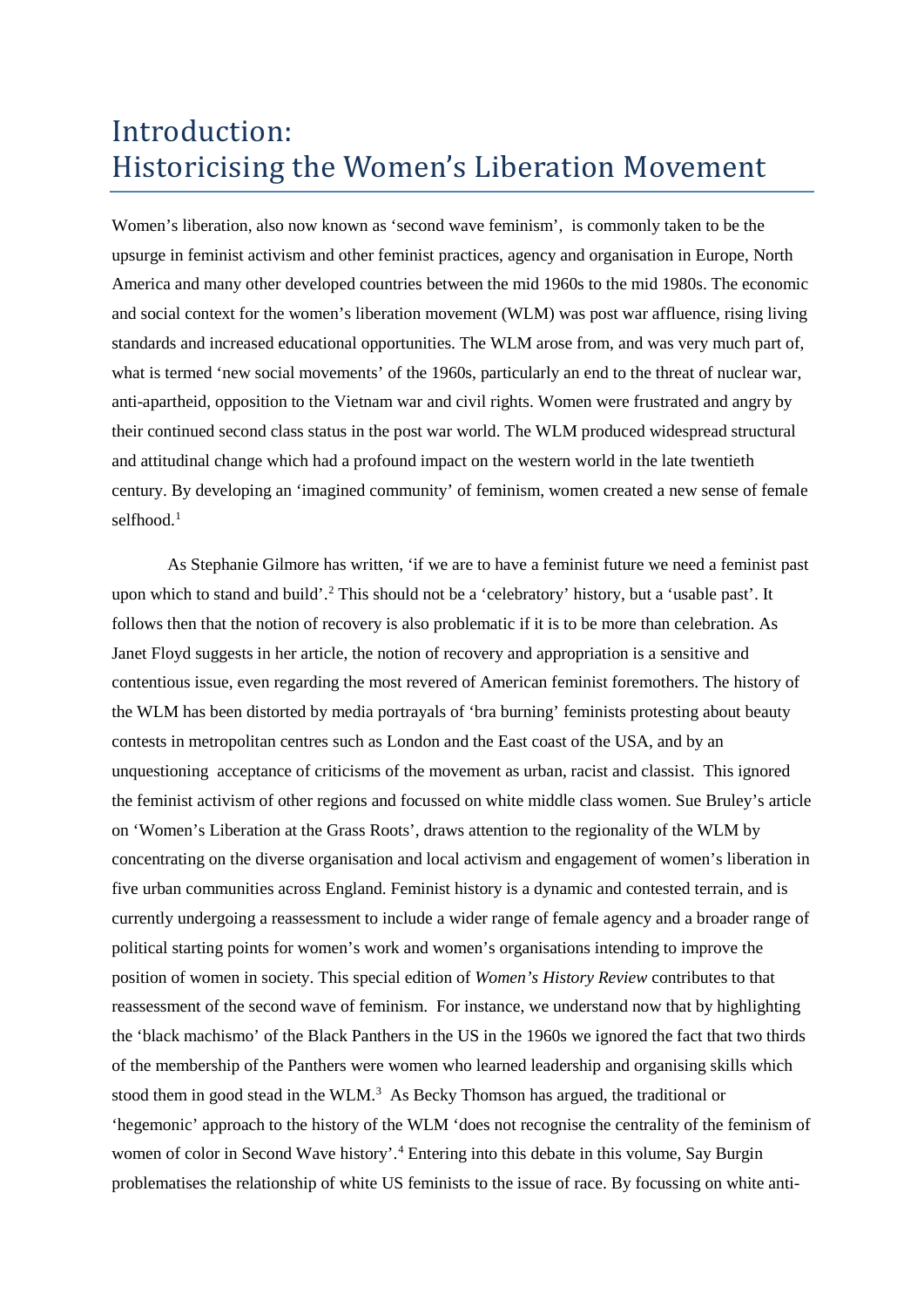# Introduction:
# Historicising the Women's Liberation Movement

Women's liberation, also now known as 'second wave feminism', is commonly taken to be the upsurge in feminist activism and other feminist practices, agency and organisation in Europe, North America and many other developed countries between the mid 1960s to the mid 1980s. The economic and social context for the women's liberation movement (WLM) was post war affluence, rising living standards and increased educational opportunities. The WLM arose from, and was very much part of, what is termed 'new social movements' of the 1960s, particularly an end to the threat of nuclear war, anti-apartheid, opposition to the Vietnam war and civil rights. Women were frustrated and angry by their continued second class status in the post war world. The WLM produced widespread structural and attitudinal change which had a profound impact on the western world in the late twentieth century. By developing an 'imagined community' of feminism, women created a new sense of female selfhood.[1]

As Stephanie Gilmore has written, 'if we are to have a feminist future we need a feminist past upon which to stand and build'.[2] This should not be a 'celebratory' history, but a 'usable past'. It follows then that the notion of recovery is also problematic if it is to be more than celebration. As Janet Floyd suggests in her article, the notion of recovery and appropriation is a sensitive and contentious issue, even regarding the most revered of American feminist foremothers. The history of the WLM has been distorted by media portrayals of 'bra burning' feminists protesting about beauty contests in metropolitan centres such as London and the East coast of the USA, and by an unquestioning acceptance of criticisms of the movement as urban, racist and classist. This ignored the feminist activism of other regions and focussed on white middle class women. Sue Bruley's article on 'Women's Liberation at the Grass Roots', draws attention to the regionality of the WLM by concentrating on the diverse organisation and local activism and engagement of women's liberation in five urban communities across England. Feminist history is a dynamic and contested terrain, and is currently undergoing a reassessment to include a wider range of female agency and a broader range of political starting points for women's work and women's organisations intending to improve the position of women in society. This special edition of *Women's History Review* contributes to that reassessment of the second wave of feminism. For instance, we understand now that by highlighting the 'black machismo' of the Black Panthers in the US in the 1960s we ignored the fact that two thirds of the membership of the Panthers were women who learned leadership and organising skills which stood them in good stead in the WLM.[3] As Becky Thomson has argued, the traditional or 'hegemonic' approach to the history of the WLM 'does not recognise the centrality of the feminism of women of color in Second Wave history'.[4] Entering into this debate in this volume, Say Burgin problematises the relationship of white US feminists to the issue of race. By focussing on white anti-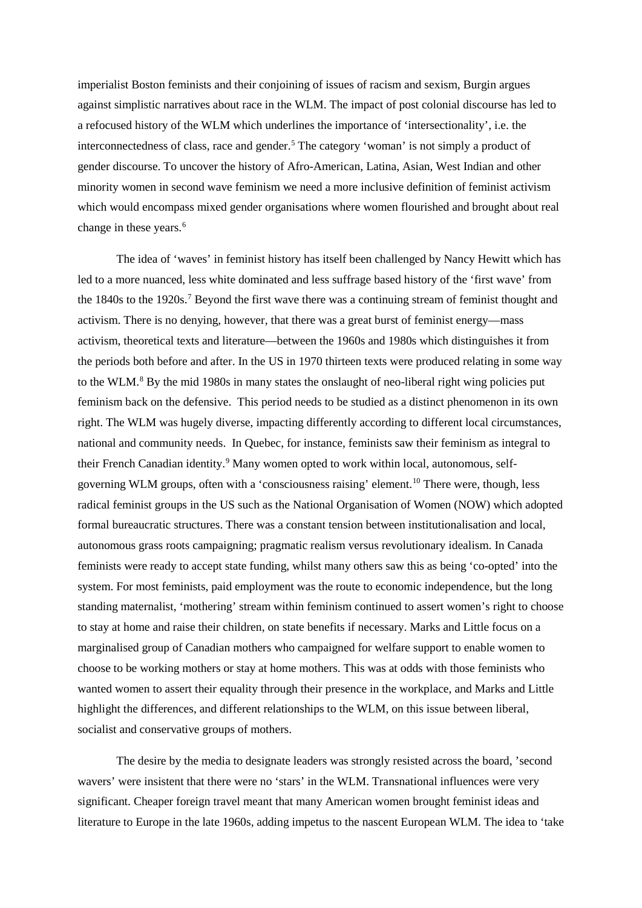imperialist Boston feminists and their conjoining of issues of racism and sexism, Burgin argues against simplistic narratives about race in the WLM. The impact of post colonial discourse has led to a refocused history of the WLM which underlines the importance of 'intersectionality', i.e. the interconnectedness of class, race and gender.[5] The category 'woman' is not simply a product of gender discourse. To uncover the history of Afro-American, Latina, Asian, West Indian and other minority women in second wave feminism we need a more inclusive definition of feminist activism which would encompass mixed gender organisations where women flourished and brought about real change in these years.[6]

The idea of 'waves' in feminist history has itself been challenged by Nancy Hewitt which has led to a more nuanced, less white dominated and less suffrage based history of the 'first wave' from the 1840s to the 1920s.[7] Beyond the first wave there was a continuing stream of feminist thought and activism. There is no denying, however, that there was a great burst of feminist energy—mass activism, theoretical texts and literature—between the 1960s and 1980s which distinguishes it from the periods both before and after. In the US in 1970 thirteen texts were produced relating in some way to the WLM.[8] By the mid 1980s in many states the onslaught of neo-liberal right wing policies put feminism back on the defensive. This period needs to be studied as a distinct phenomenon in its own right. The WLM was hugely diverse, impacting differently according to different local circumstances, national and community needs. In Quebec, for instance, feminists saw their feminism as integral to their French Canadian identity.[9] Many women opted to work within local, autonomous, self-governing WLM groups, often with a 'consciousness raising' element.[10] There were, though, less radical feminist groups in the US such as the National Organisation of Women (NOW) which adopted formal bureaucratic structures. There was a constant tension between institutionalisation and local, autonomous grass roots campaigning; pragmatic realism versus revolutionary idealism. In Canada feminists were ready to accept state funding, whilst many others saw this as being 'co-opted' into the system. For most feminists, paid employment was the route to economic independence, but the long standing maternalist, 'mothering' stream within feminism continued to assert women's right to choose to stay at home and raise their children, on state benefits if necessary. Marks and Little focus on a marginalised group of Canadian mothers who campaigned for welfare support to enable women to choose to be working mothers or stay at home mothers. This was at odds with those feminists who wanted women to assert their equality through their presence in the workplace, and Marks and Little highlight the differences, and different relationships to the WLM, on this issue between liberal, socialist and conservative groups of mothers.

The desire by the media to designate leaders was strongly resisted across the board, 'second wavers' were insistent that there were no 'stars' in the WLM. Transnational influences were very significant. Cheaper foreign travel meant that many American women brought feminist ideas and literature to Europe in the late 1960s, adding impetus to the nascent European WLM. The idea to 'take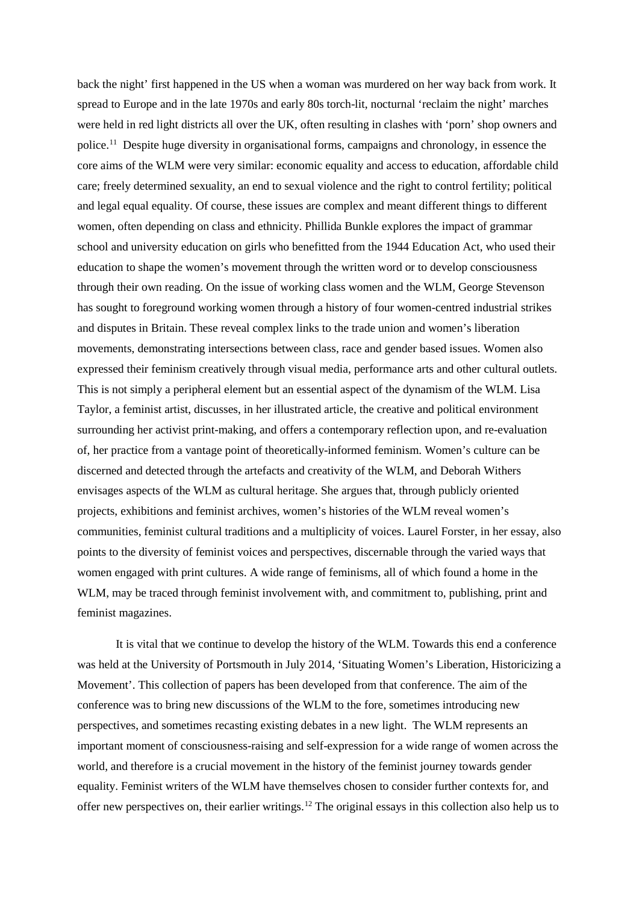back the night' first happened in the US when a woman was murdered on her way back from work. It spread to Europe and in the late 1970s and early 80s torch-lit, nocturnal 'reclaim the night' marches were held in red light districts all over the UK, often resulting in clashes with 'porn' shop owners and police.[11] Despite huge diversity in organisational forms, campaigns and chronology, in essence the core aims of the WLM were very similar: economic equality and access to education, affordable child care; freely determined sexuality, an end to sexual violence and the right to control fertility; political and legal equal equality. Of course, these issues are complex and meant different things to different women, often depending on class and ethnicity. Phillida Bunkle explores the impact of grammar school and university education on girls who benefitted from the 1944 Education Act, who used their education to shape the women's movement through the written word or to develop consciousness through their own reading. On the issue of working class women and the WLM, George Stevenson has sought to foreground working women through a history of four women-centred industrial strikes and disputes in Britain. These reveal complex links to the trade union and women's liberation movements, demonstrating intersections between class, race and gender based issues. Women also expressed their feminism creatively through visual media, performance arts and other cultural outlets. This is not simply a peripheral element but an essential aspect of the dynamism of the WLM. Lisa Taylor, a feminist artist, discusses, in her illustrated article, the creative and political environment surrounding her activist print-making, and offers a contemporary reflection upon, and re-evaluation of, her practice from a vantage point of theoretically-informed feminism. Women's culture can be discerned and detected through the artefacts and creativity of the WLM, and Deborah Withers envisages aspects of the WLM as cultural heritage. She argues that, through publicly oriented projects, exhibitions and feminist archives, women's histories of the WLM reveal women's communities, feminist cultural traditions and a multiplicity of voices. Laurel Forster, in her essay, also points to the diversity of feminist voices and perspectives, discernable through the varied ways that women engaged with print cultures. A wide range of feminisms, all of which found a home in the WLM, may be traced through feminist involvement with, and commitment to, publishing, print and feminist magazines.

It is vital that we continue to develop the history of the WLM. Towards this end a conference was held at the University of Portsmouth in July 2014, 'Situating Women's Liberation, Historicizing a Movement'. This collection of papers has been developed from that conference. The aim of the conference was to bring new discussions of the WLM to the fore, sometimes introducing new perspectives, and sometimes recasting existing debates in a new light. The WLM represents an important moment of consciousness-raising and self-expression for a wide range of women across the world, and therefore is a crucial movement in the history of the feminist journey towards gender equality. Feminist writers of the WLM have themselves chosen to consider further contexts for, and offer new perspectives on, their earlier writings.[12] The original essays in this collection also help us to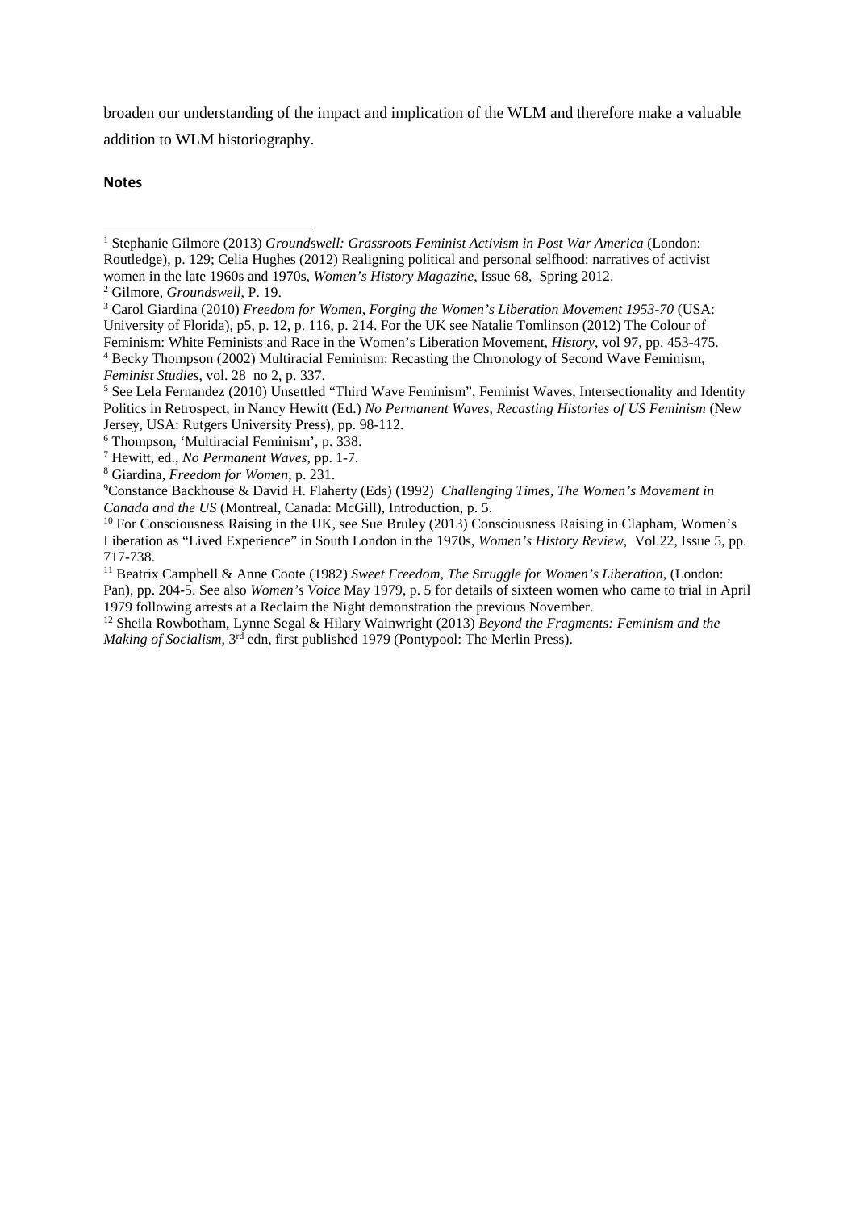broaden our understanding of the impact and implication of the WLM and therefore make a valuable addition to WLM historiography.

**Notes**

[1] Stephanie Gilmore (2013) *Groundswell: Grassroots Feminist Activism in Post War America* (London: Routledge), p. 129; Celia Hughes (2012) Realigning political and personal selfhood: narratives of activist women in the late 1960s and 1970s, *Women's History Magazine*, Issue 68, Spring 2012.

[2] Gilmore, *Groundswell*, P. 19.

[3] Carol Giardina (2010) *Freedom for Women, Forging the Women's Liberation Movement 1953-70* (USA: University of Florida), p5, p. 12, p. 116, p. 214. For the UK see Natalie Tomlinson (2012) The Colour of Feminism: White Feminists and Race in the Women's Liberation Movement, *History*, vol 97, pp. 453-475.

[4] Becky Thompson (2002) Multiracial Feminism: Recasting the Chronology of Second Wave Feminism, *Feminist Studies*, vol. 28 no 2, p. 337.

[5] See Lela Fernandez (2010) Unsettled "Third Wave Feminism", Feminist Waves, Intersectionality and Identity Politics in Retrospect, in Nancy Hewitt (Ed.) *No Permanent Waves, Recasting Histories of US Feminism* (New Jersey, USA: Rutgers University Press), pp. 98-112.

[6] Thompson, 'Multiracial Feminism', p. 338.

[7] Hewitt, ed., *No Permanent Waves*, pp. 1-7.

[8] Giardina, *Freedom for Women*, p. 231.

[9] Constance Backhouse & David H. Flaherty (Eds) (1992) *Challenging Times, The Women's Movement in Canada and the US* (Montreal, Canada: McGill), Introduction, p. 5.

[10] For Consciousness Raising in the UK, see Sue Bruley (2013) Consciousness Raising in Clapham, Women's Liberation as "Lived Experience" in South London in the 1970s, *Women's History Review*, Vol.22, Issue 5, pp. 717-738.

[11] Beatrix Campbell & Anne Coote (1982) *Sweet Freedom, The Struggle for Women's Liberation*, (London: Pan), pp. 204-5. See also *Women's Voice* May 1979, p. 5 for details of sixteen women who came to trial in April 1979 following arrests at a Reclaim the Night demonstration the previous November.

[12] Sheila Rowbotham, Lynne Segal & Hilary Wainwright (2013) *Beyond the Fragments: Feminism and the Making of Socialism*, 3rd edn, first published 1979 (Pontypool: The Merlin Press).